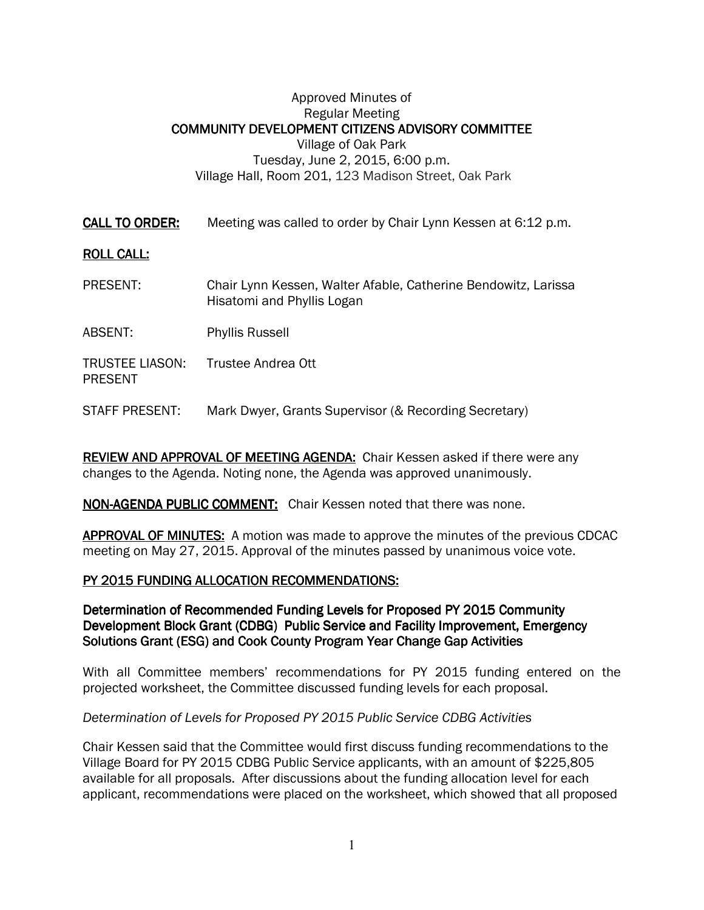Approved Minutes of
Regular Meeting
**COMMUNITY DEVELOPMENT CITIZENS ADVISORY COMMITTEE**
Village of Oak Park
Tuesday, June 2, 2015, 6:00 p.m.
Village Hall, Room 201, 123 Madison Street, Oak Park

**CALL TO ORDER:** Meeting was called to order by Chair Lynn Kessen at 6:12 p.m.

**ROLL CALL:**

PRESENT: Chair Lynn Kessen, Walter Afable, Catherine Bendowitz, Larissa Hisatomi and Phyllis Logan

ABSENT: Phyllis Russell

TRUSTEE LIASON: PRESENT Trustee Andrea Ott

STAFF PRESENT: Mark Dwyer, Grants Supervisor (& Recording Secretary)

**REVIEW AND APPROVAL OF MEETING AGENDA:** Chair Kessen asked if there were any changes to the Agenda. Noting none, the Agenda was approved unanimously.

**NON-AGENDA PUBLIC COMMENT:** Chair Kessen noted that there was none.

**APPROVAL OF MINUTES:** A motion was made to approve the minutes of the previous CDCAC meeting on May 27, 2015. Approval of the minutes passed by unanimous voice vote.

**PY 2015 FUNDING ALLOCATION RECOMMENDATIONS:**

**Determination of Recommended Funding Levels for Proposed PY 2015 Community Development Block Grant (CDBG) Public Service and Facility Improvement, Emergency Solutions Grant (ESG) and Cook County Program Year Change Gap Activities**

With all Committee members' recommendations for PY 2015 funding entered on the projected worksheet, the Committee discussed funding levels for each proposal.

*Determination of Levels for Proposed PY 2015 Public Service CDBG Activities*

Chair Kessen said that the Committee would first discuss funding recommendations to the Village Board for PY 2015 CDBG Public Service applicants, with an amount of $225,805 available for all proposals. After discussions about the funding allocation level for each applicant, recommendations were placed on the worksheet, which showed that all proposed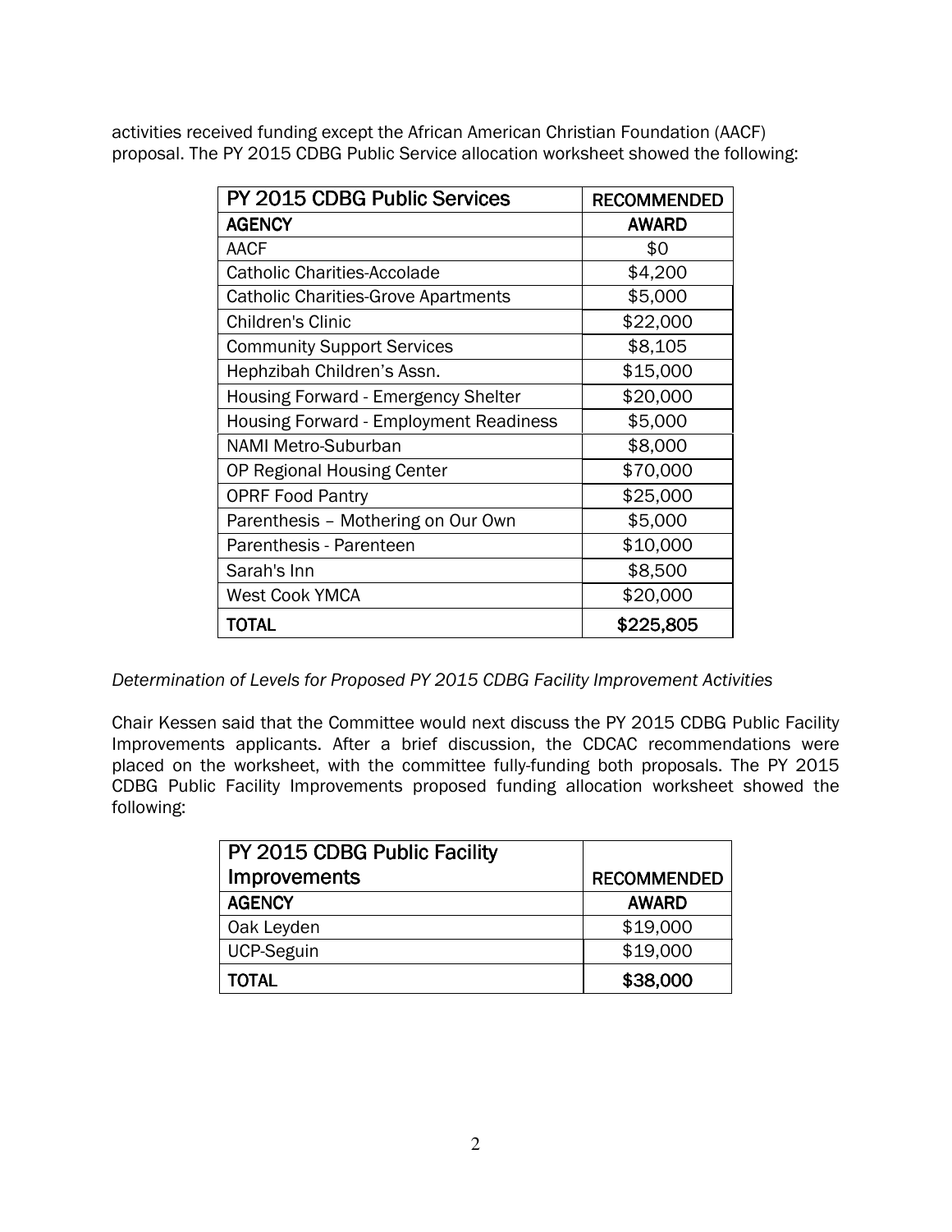activities received funding except the African American Christian Foundation (AACF) proposal. The PY 2015 CDBG Public Service allocation worksheet showed the following:

| PY 2015 CDBG Public Services | RECOMMENDED |
|---|---|
| **AGENCY** | **AWARD** |
| AACF | $0 |
| Catholic Charities-Accolade | $4,200 |
| Catholic Charities-Grove Apartments | $5,000 |
| Children's Clinic | $22,000 |
| Community Support Services | $8,105 |
| Hephzibah Children's Assn. | $15,000 |
| Housing Forward - Emergency Shelter | $20,000 |
| Housing Forward - Employment Readiness | $5,000 |
| NAMI Metro-Suburban | $8,000 |
| OP Regional Housing Center | $70,000 |
| OPRF Food Pantry | $25,000 |
| Parenthesis – Mothering on Our Own | $5,000 |
| Parenthesis - Parenteen | $10,000 |
| Sarah's Inn | $8,500 |
| West Cook YMCA | $20,000 |
| **TOTAL** | **$225,805** |

*Determination of Levels for Proposed PY 2015 CDBG Facility Improvement Activities*

Chair Kessen said that the Committee would next discuss the PY 2015 CDBG Public Facility Improvements applicants. After a brief discussion, the CDCAC recommendations were placed on the worksheet, with the committee fully-funding both proposals. The PY 2015 CDBG Public Facility Improvements proposed funding allocation worksheet showed the following:

| PY 2015 CDBG Public Facility Improvements | RECOMMENDED |
|---|---|
| **AGENCY** | **AWARD** |
| Oak Leyden | $19,000 |
| UCP-Seguin | $19,000 |
| **TOTAL** | **$38,000** |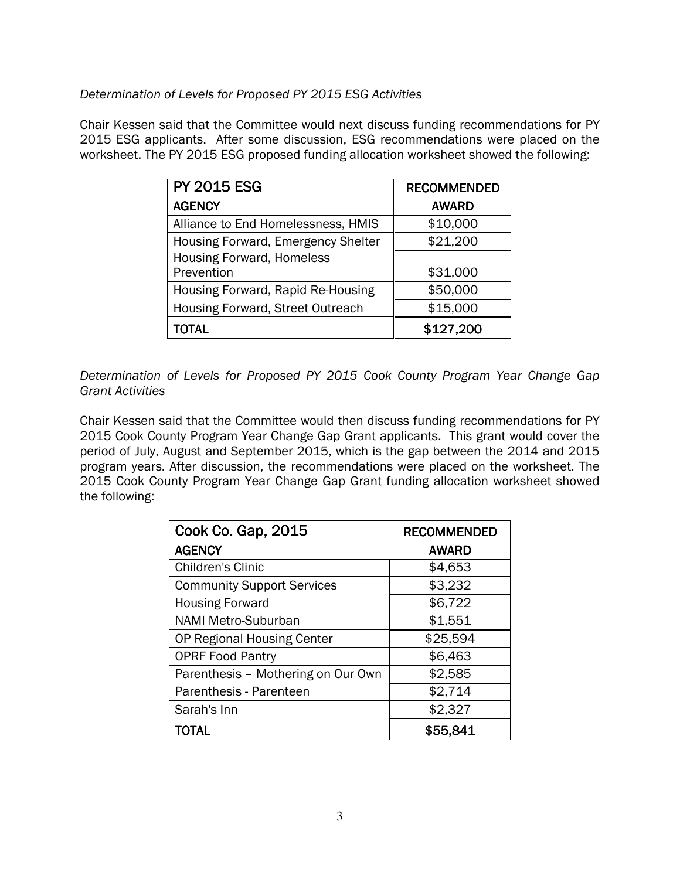*Determination of Levels for Proposed PY 2015 ESG Activities*

Chair Kessen said that the Committee would next discuss funding recommendations for PY 2015 ESG applicants. After some discussion, ESG recommendations were placed on the worksheet. The PY 2015 ESG proposed funding allocation worksheet showed the following:

| PY 2015 ESG | RECOMMENDED |
|---|---|
| **AGENCY** | **AWARD** |
| Alliance to End Homelessness, HMIS | $10,000 |
| Housing Forward, Emergency Shelter | $21,200 |
| Housing Forward, Homeless Prevention | $31,000 |
| Housing Forward, Rapid Re-Housing | $50,000 |
| Housing Forward, Street Outreach | $15,000 |
| **TOTAL** | **$127,200** |

*Determination of Levels for Proposed PY 2015 Cook County Program Year Change Gap Grant Activities*

Chair Kessen said that the Committee would then discuss funding recommendations for PY 2015 Cook County Program Year Change Gap Grant applicants. This grant would cover the period of July, August and September 2015, which is the gap between the 2014 and 2015 program years. After discussion, the recommendations were placed on the worksheet. The 2015 Cook County Program Year Change Gap Grant funding allocation worksheet showed the following:

| Cook Co. Gap, 2015 | RECOMMENDED |
|---|---|
| **AGENCY** | **AWARD** |
| Children's Clinic | $4,653 |
| Community Support Services | $3,232 |
| Housing Forward | $6,722 |
| NAMI Metro-Suburban | $1,551 |
| OP Regional Housing Center | $25,594 |
| OPRF Food Pantry | $6,463 |
| Parenthesis – Mothering on Our Own | $2,585 |
| Parenthesis - Parenteen | $2,714 |
| Sarah's Inn | $2,327 |
| **TOTAL** | **$55,841** |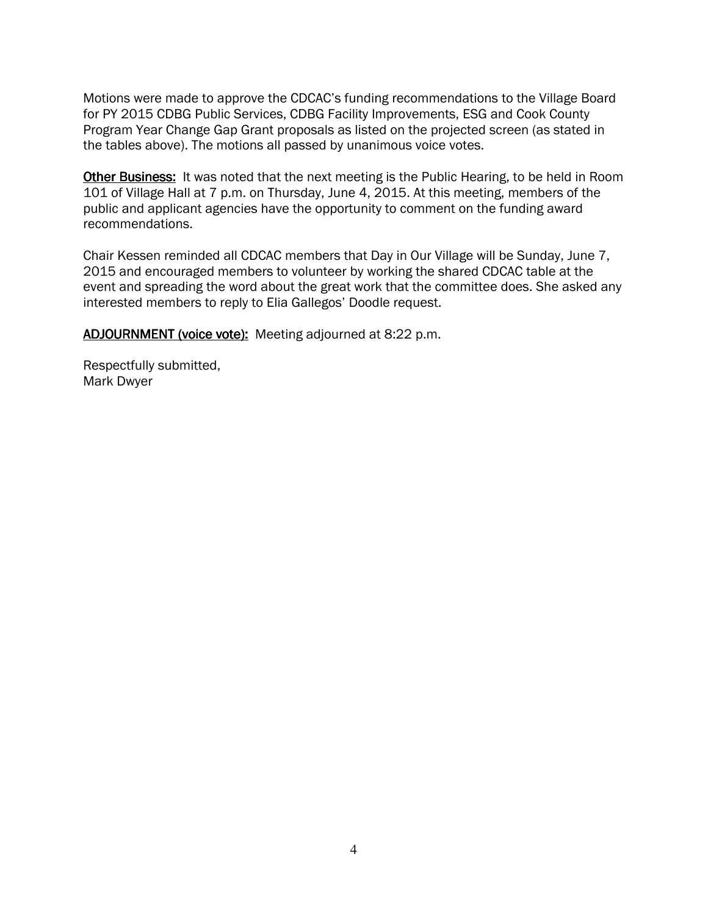Motions were made to approve the CDCAC's funding recommendations to the Village Board for PY 2015 CDBG Public Services, CDBG Facility Improvements, ESG and Cook County Program Year Change Gap Grant proposals as listed on the projected screen (as stated in the tables above). The motions all passed by unanimous voice votes.

**Other Business:** It was noted that the next meeting is the Public Hearing, to be held in Room 101 of Village Hall at 7 p.m. on Thursday, June 4, 2015. At this meeting, members of the public and applicant agencies have the opportunity to comment on the funding award recommendations.

Chair Kessen reminded all CDCAC members that Day in Our Village will be Sunday, June 7, 2015 and encouraged members to volunteer by working the shared CDCAC table at the event and spreading the word about the great work that the committee does. She asked any interested members to reply to Elia Gallegos' Doodle request.

**ADJOURNMENT (voice vote):** Meeting adjourned at 8:22 p.m.

Respectfully submitted,
Mark Dwyer